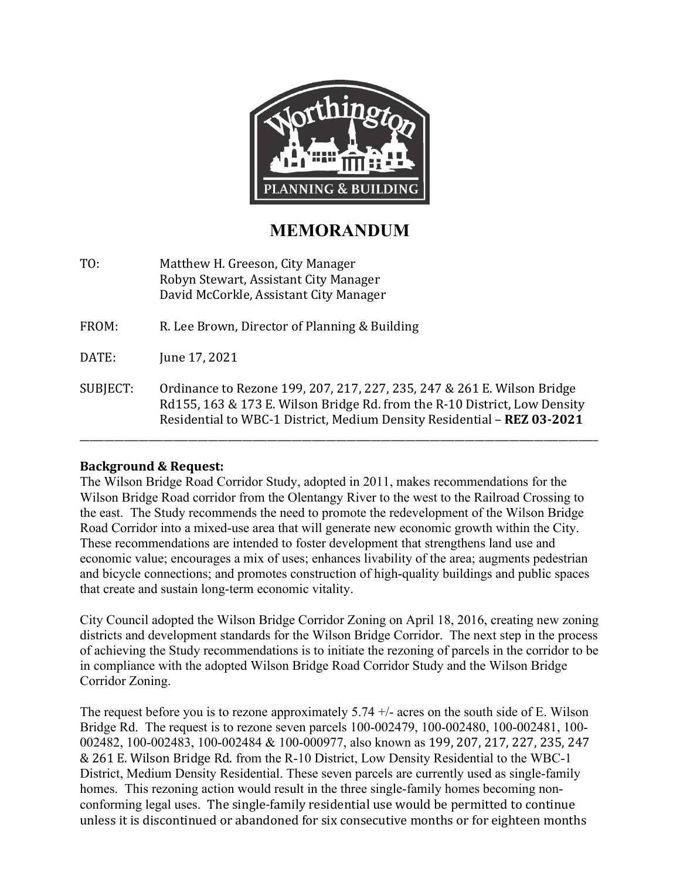# MEMORANDUM

TO: Matthew H. Greeson, City Manager
Robyn Stewart, Assistant City Manager
David McCorkle, Assistant City Manager

FROM: R. Lee Brown, Director of Planning & Building

DATE: June 17, 2021

SUBJECT: Ordinance to Rezone 199, 207, 217, 227, 235, 247 & 261 E. Wilson Bridge Rd155, 163 & 173 E. Wilson Bridge Rd. from the R-10 District, Low Density Residential to WBC-1 District, Medium Density Residential – **REZ 03-2021**

---

## Background & Request:

The Wilson Bridge Road Corridor Study, adopted in 2011, makes recommendations for the Wilson Bridge Road corridor from the Olentangy River to the west to the Railroad Crossing to the east. The Study recommends the need to promote the redevelopment of the Wilson Bridge Road Corridor into a mixed-use area that will generate new economic growth within the City. These recommendations are intended to foster development that strengthens land use and economic value; encourages a mix of uses; enhances livability of the area; augments pedestrian and bicycle connections; and promotes construction of high-quality buildings and public spaces that create and sustain long-term economic vitality.

City Council adopted the Wilson Bridge Corridor Zoning on April 18, 2016, creating new zoning districts and development standards for the Wilson Bridge Corridor. The next step in the process of achieving the Study recommendations is to initiate the rezoning of parcels in the corridor to be in compliance with the adopted Wilson Bridge Road Corridor Study and the Wilson Bridge Corridor Zoning.

The request before you is to rezone approximately 5.74 +/- acres on the south side of E. Wilson Bridge Rd. The request is to rezone seven parcels 100-002479, 100-002480, 100-002481, 100-002482, 100-002483, 100-002484 & 100-000977, also known as 199, 207, 217, 227, 235, 247 & 261 E. Wilson Bridge Rd. from the R-10 District, Low Density Residential to the WBC-1 District, Medium Density Residential. These seven parcels are currently used as single-family homes. This rezoning action would result in the three single-family homes becoming non-conforming legal uses. The single-family residential use would be permitted to continue unless it is discontinued or abandoned for six consecutive months or for eighteen months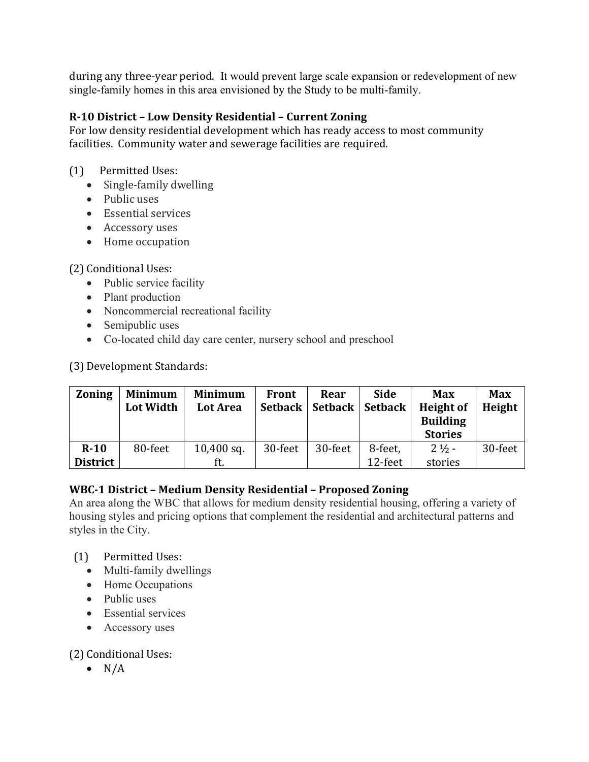during any three-year period. It would prevent large scale expansion or redevelopment of new single-family homes in this area envisioned by the Study to be multi-family.

**R-10 District – Low Density Residential – Current Zoning**

For low density residential development which has ready access to most community facilities. Community water and sewerage facilities are required.

(1) Permitted Uses:

- Single-family dwelling
- Public uses
- Essential services
- Accessory uses
- Home occupation

(2) Conditional Uses:

- Public service facility
- Plant production
- Noncommercial recreational facility
- Semipublic uses
- Co-located child day care center, nursery school and preschool

(3) Development Standards:

| Zoning | Minimum Lot Width | Minimum Lot Area | Front Setback | Rear Setback | Side Setback | Max Height of Building Stories | Max Height |
|---|---|---|---|---|---|---|---|
| **R-10 District** | 80-feet | 10,400 sq. ft. | 30-feet | 30-feet | 8-feet, 12-feet | 2 ½ - stories | 30-feet |

**WBC-1 District – Medium Density Residential – Proposed Zoning**

An area along the WBC that allows for medium density residential housing, offering a variety of housing styles and pricing options that complement the residential and architectural patterns and styles in the City.

(1) Permitted Uses:

- Multi-family dwellings
- Home Occupations
- Public uses
- Essential services
- Accessory uses

(2) Conditional Uses:

- N/A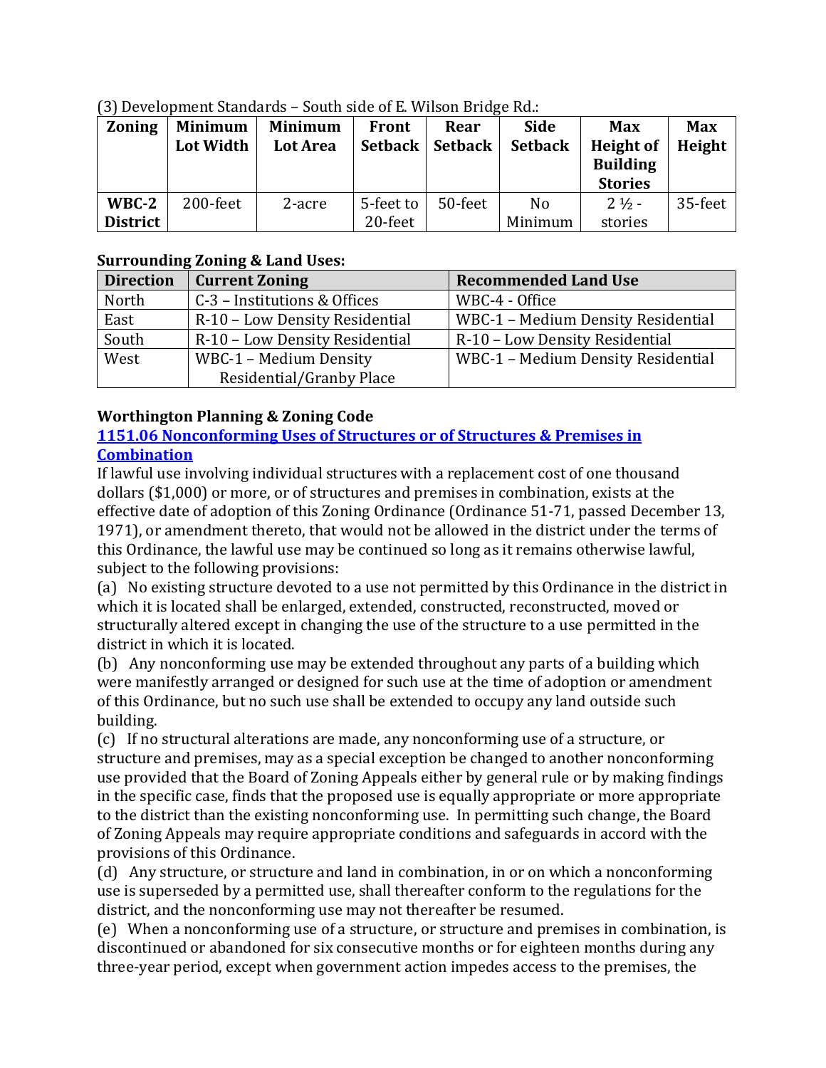(3) Development Standards – South side of E. Wilson Bridge Rd.:

| Zoning | Minimum Lot Width | Minimum Lot Area | Front Setback | Rear Setback | Side Setback | Max Height of Building Stories | Max Height |
|---|---|---|---|---|---|---|---|
| **WBC-2 District** | 200-feet | 2-acre | 5-feet to 20-feet | 50-feet | No Minimum | 2 ½ - stories | 35-feet |

**Surrounding Zoning & Land Uses:**

| Direction | Current Zoning | Recommended Land Use |
|---|---|---|
| North | C-3 – Institutions & Offices | WBC-4 - Office |
| East | R-10 – Low Density Residential | WBC-1 – Medium Density Residential |
| South | R-10 – Low Density Residential | R-10 – Low Density Residential |
| West | WBC-1 – Medium Density Residential/Granby Place | WBC-1 – Medium Density Residential |

**Worthington Planning & Zoning Code**

**1151.06 Nonconforming Uses of Structures or of Structures & Premises in Combination**

If lawful use involving individual structures with a replacement cost of one thousand dollars ($1,000) or more, or of structures and premises in combination, exists at the effective date of adoption of this Zoning Ordinance (Ordinance 51-71, passed December 13, 1971), or amendment thereto, that would not be allowed in the district under the terms of this Ordinance, the lawful use may be continued so long as it remains otherwise lawful, subject to the following provisions:

(a) No existing structure devoted to a use not permitted by this Ordinance in the district in which it is located shall be enlarged, extended, constructed, reconstructed, moved or structurally altered except in changing the use of the structure to a use permitted in the district in which it is located.

(b) Any nonconforming use may be extended throughout any parts of a building which were manifestly arranged or designed for such use at the time of adoption or amendment of this Ordinance, but no such use shall be extended to occupy any land outside such building.

(c) If no structural alterations are made, any nonconforming use of a structure, or structure and premises, may as a special exception be changed to another nonconforming use provided that the Board of Zoning Appeals either by general rule or by making findings in the specific case, finds that the proposed use is equally appropriate or more appropriate to the district than the existing nonconforming use. In permitting such change, the Board of Zoning Appeals may require appropriate conditions and safeguards in accord with the provisions of this Ordinance.

(d) Any structure, or structure and land in combination, in or on which a nonconforming use is superseded by a permitted use, shall thereafter conform to the regulations for the district, and the nonconforming use may not thereafter be resumed.

(e) When a nonconforming use of a structure, or structure and premises in combination, is discontinued or abandoned for six consecutive months or for eighteen months during any three-year period, except when government action impedes access to the premises, the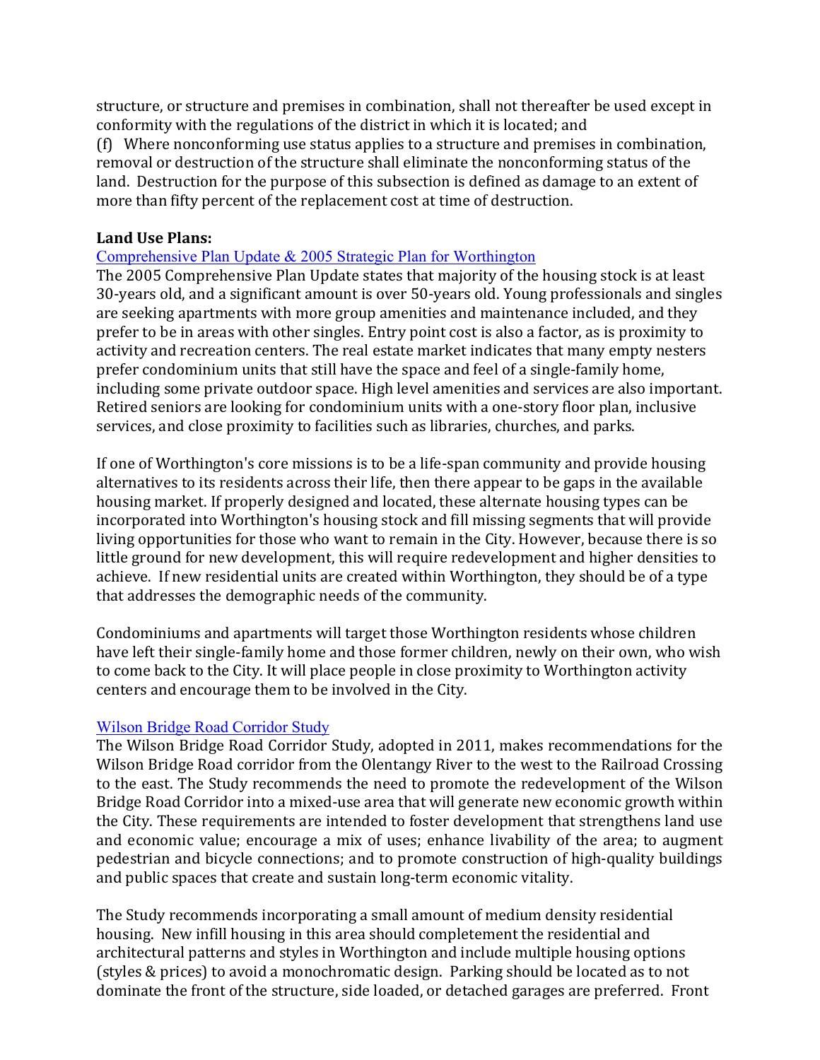structure, or structure and premises in combination, shall not thereafter be used except in conformity with the regulations of the district in which it is located; and

(f) Where nonconforming use status applies to a structure and premises in combination, removal or destruction of the structure shall eliminate the nonconforming status of the land. Destruction for the purpose of this subsection is defined as damage to an extent of more than fifty percent of the replacement cost at time of destruction.

**Land Use Plans:**

Comprehensive Plan Update & 2005 Strategic Plan for Worthington

The 2005 Comprehensive Plan Update states that majority of the housing stock is at least 30-years old, and a significant amount is over 50-years old. Young professionals and singles are seeking apartments with more group amenities and maintenance included, and they prefer to be in areas with other singles. Entry point cost is also a factor, as is proximity to activity and recreation centers. The real estate market indicates that many empty nesters prefer condominium units that still have the space and feel of a single-family home, including some private outdoor space. High level amenities and services are also important. Retired seniors are looking for condominium units with a one-story floor plan, inclusive services, and close proximity to facilities such as libraries, churches, and parks.

If one of Worthington's core missions is to be a life-span community and provide housing alternatives to its residents across their life, then there appear to be gaps in the available housing market. If properly designed and located, these alternate housing types can be incorporated into Worthington's housing stock and fill missing segments that will provide living opportunities for those who want to remain in the City. However, because there is so little ground for new development, this will require redevelopment and higher densities to achieve. If new residential units are created within Worthington, they should be of a type that addresses the demographic needs of the community.

Condominiums and apartments will target those Worthington residents whose children have left their single-family home and those former children, newly on their own, who wish to come back to the City. It will place people in close proximity to Worthington activity centers and encourage them to be involved in the City.

Wilson Bridge Road Corridor Study

The Wilson Bridge Road Corridor Study, adopted in 2011, makes recommendations for the Wilson Bridge Road corridor from the Olentangy River to the west to the Railroad Crossing to the east. The Study recommends the need to promote the redevelopment of the Wilson Bridge Road Corridor into a mixed-use area that will generate new economic growth within the City. These requirements are intended to foster development that strengthens land use and economic value; encourage a mix of uses; enhance livability of the area; to augment pedestrian and bicycle connections; and to promote construction of high-quality buildings and public spaces that create and sustain long-term economic vitality.

The Study recommends incorporating a small amount of medium density residential housing. New infill housing in this area should completement the residential and architectural patterns and styles in Worthington and include multiple housing options (styles & prices) to avoid a monochromatic design. Parking should be located as to not dominate the front of the structure, side loaded, or detached garages are preferred. Front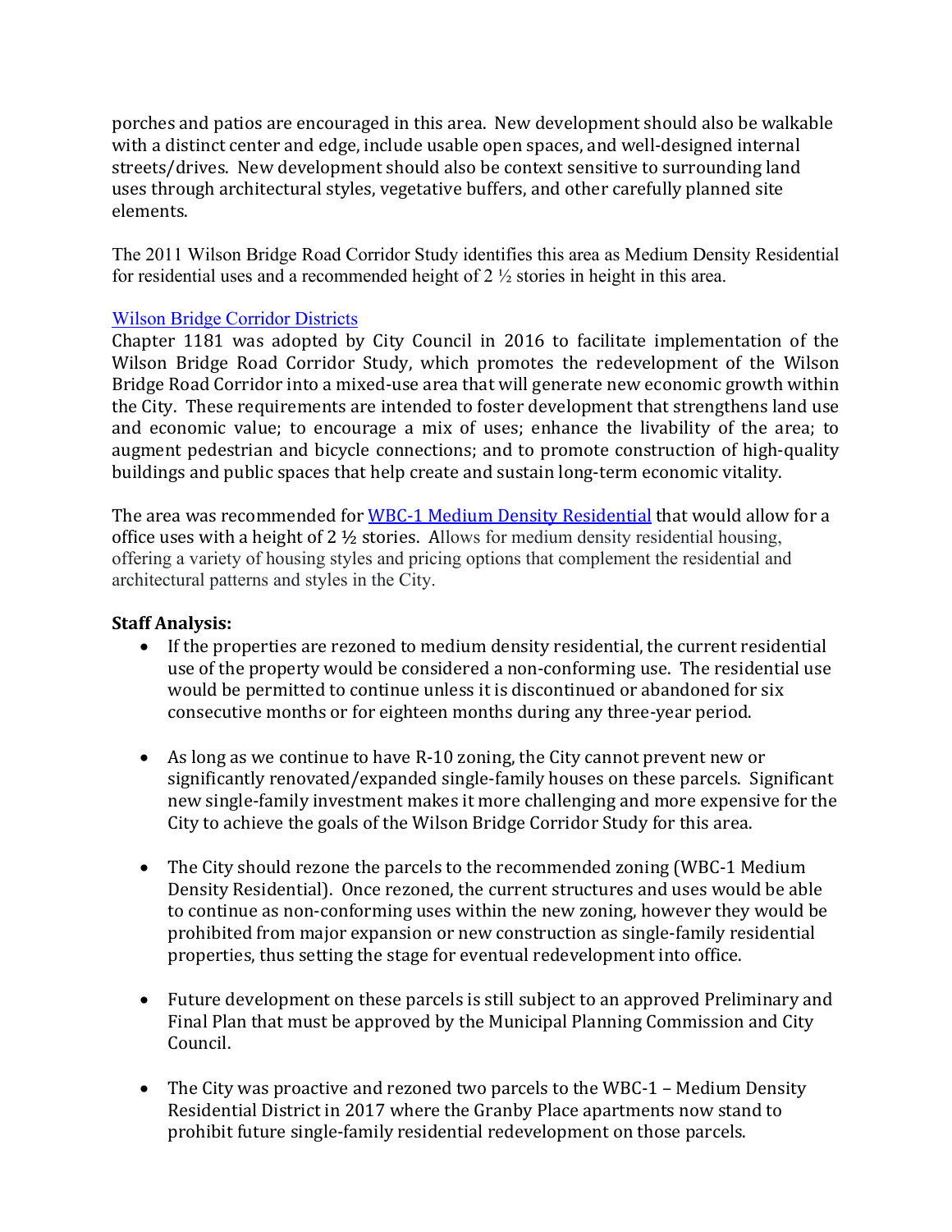porches and patios are encouraged in this area. New development should also be walkable with a distinct center and edge, include usable open spaces, and well-designed internal streets/drives. New development should also be context sensitive to surrounding land uses through architectural styles, vegetative buffers, and other carefully planned site elements.

The 2011 Wilson Bridge Road Corridor Study identifies this area as Medium Density Residential for residential uses and a recommended height of 2 ½ stories in height in this area.

Wilson Bridge Corridor Districts

Chapter 1181 was adopted by City Council in 2016 to facilitate implementation of the Wilson Bridge Road Corridor Study, which promotes the redevelopment of the Wilson Bridge Road Corridor into a mixed-use area that will generate new economic growth within the City. These requirements are intended to foster development that strengthens land use and economic value; to encourage a mix of uses; enhance the livability of the area; to augment pedestrian and bicycle connections; and to promote construction of high-quality buildings and public spaces that help create and sustain long-term economic vitality.

The area was recommended for WBC-1 Medium Density Residential that would allow for a office uses with a height of 2 ½ stories. Allows for medium density residential housing, offering a variety of housing styles and pricing options that complement the residential and architectural patterns and styles in the City.

**Staff Analysis:**

- If the properties are rezoned to medium density residential, the current residential use of the property would be considered a non-conforming use. The residential use would be permitted to continue unless it is discontinued or abandoned for six consecutive months or for eighteen months during any three-year period.

- As long as we continue to have R-10 zoning, the City cannot prevent new or significantly renovated/expanded single-family houses on these parcels. Significant new single-family investment makes it more challenging and more expensive for the City to achieve the goals of the Wilson Bridge Corridor Study for this area.

- The City should rezone the parcels to the recommended zoning (WBC-1 Medium Density Residential). Once rezoned, the current structures and uses would be able to continue as non-conforming uses within the new zoning, however they would be prohibited from major expansion or new construction as single-family residential properties, thus setting the stage for eventual redevelopment into office.

- Future development on these parcels is still subject to an approved Preliminary and Final Plan that must be approved by the Municipal Planning Commission and City Council.

- The City was proactive and rezoned two parcels to the WBC-1 – Medium Density Residential District in 2017 where the Granby Place apartments now stand to prohibit future single-family residential redevelopment on those parcels.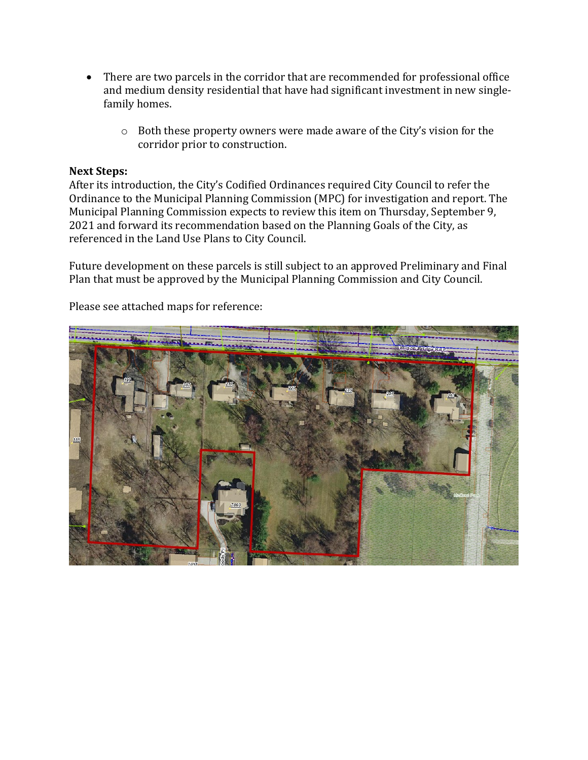- There are two parcels in the corridor that are recommended for professional office and medium density residential that have had significant investment in new single-family homes.
  - Both these property owners were made aware of the City's vision for the corridor prior to construction.

**Next Steps:**
After its introduction, the City's Codified Ordinances required City Council to refer the Ordinance to the Municipal Planning Commission (MPC) for investigation and report. The Municipal Planning Commission expects to review this item on Thursday, September 9, 2021 and forward its recommendation based on the Planning Goals of the City, as referenced in the Land Use Plans to City Council.

Future development on these parcels is still subject to an approved Preliminary and Final Plan that must be approved by the Municipal Planning Commission and City Council.

Please see attached maps for reference: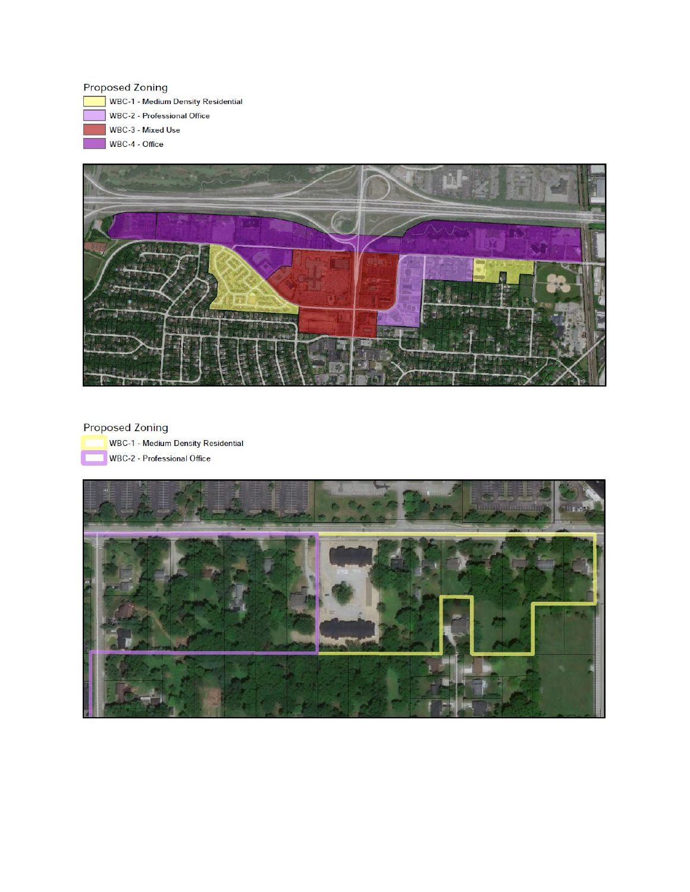Proposed Zoning

- WBC-1 - Medium Density Residential
- WBC-2 - Professional Office
- WBC-3 - Mixed Use
- WBC-4 - Office

Proposed Zoning

- WBC-1 - Medium Density Residential
- WBC-2 - Professional Office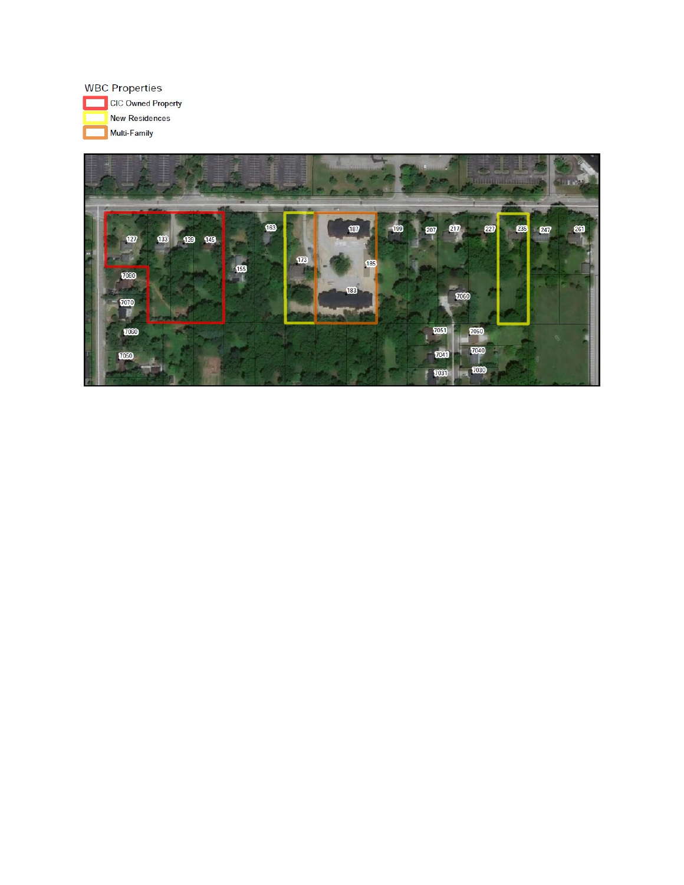WBC Properties

CIC Owned Property

New Residences

Multi-Family

127
133
139
145
7080
7070
7060
7050
155
163
173
187
185
183
199
207
217
227
235
247
261
7060
7051
7050
7041
7040
7031
7030